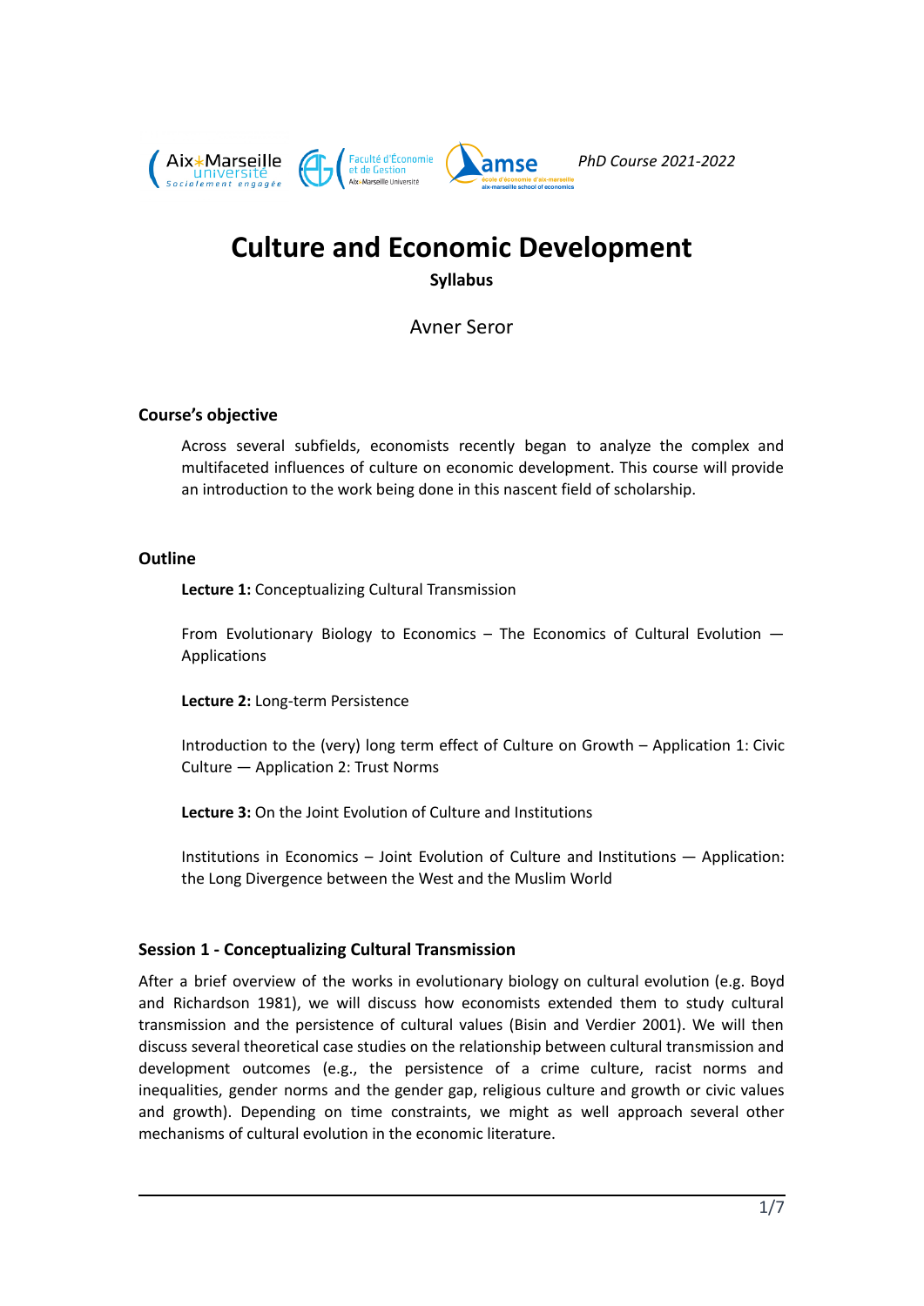*PhD Course 2021-2022*

# Culture and Economic Development

**Syllabus**

Avner Seror

## Course's objective

Across several subfields, economists recently began to analyze the complex and multifaceted influences of culture on economic development. This course will provide an introduction to the work being done in this nascent field of scholarship.

## Outline

**Lecture 1:** Conceptualizing Cultural Transmission

From Evolutionary Biology to Economics – The Economics of Cultural Evolution — Applications

**Lecture 2:** Long-term Persistence

Introduction to the (very) long term effect of Culture on Growth – Application 1: Civic Culture — Application 2: Trust Norms

**Lecture 3:** On the Joint Evolution of Culture and Institutions

Institutions in Economics – Joint Evolution of Culture and Institutions — Application: the Long Divergence between the West and the Muslim World

## Session 1 - Conceptualizing Cultural Transmission

After a brief overview of the works in evolutionary biology on cultural evolution (e.g. Boyd and Richardson 1981), we will discuss how economists extended them to study cultural transmission and the persistence of cultural values (Bisin and Verdier 2001). We will then discuss several theoretical case studies on the relationship between cultural transmission and development outcomes (e.g., the persistence of a crime culture, racist norms and inequalities, gender norms and the gender gap, religious culture and growth or civic values and growth). Depending on time constraints, we might as well approach several other mechanisms of cultural evolution in the economic literature.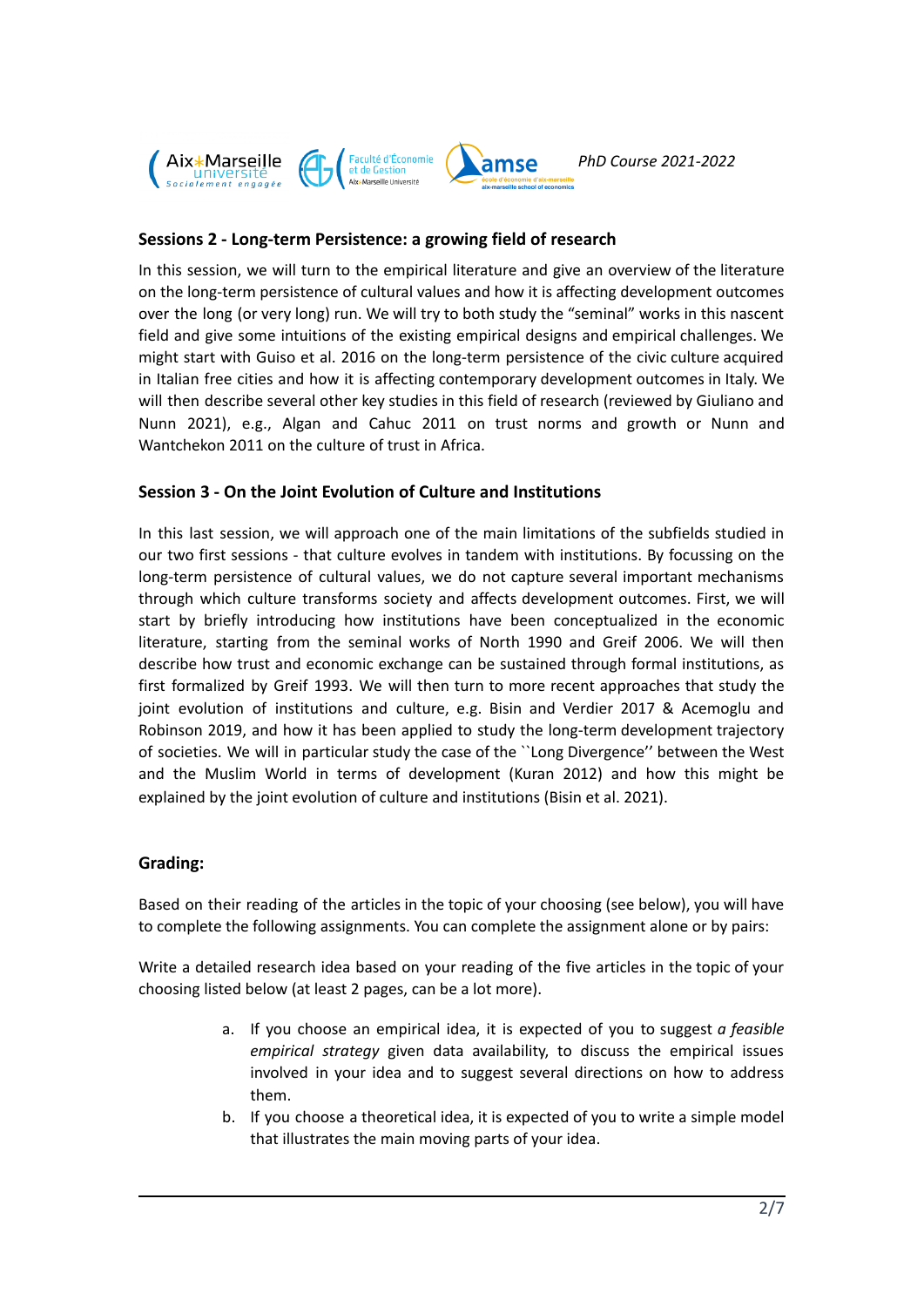### Sessions 2 - Long-term Persistence: a growing field of research

In this session, we will turn to the empirical literature and give an overview of the literature on the long-term persistence of cultural values and how it is affecting development outcomes over the long (or very long) run. We will try to both study the "seminal" works in this nascent field and give some intuitions of the existing empirical designs and empirical challenges. We might start with Guiso et al. 2016 on the long-term persistence of the civic culture acquired in Italian free cities and how it is affecting contemporary development outcomes in Italy. We will then describe several other key studies in this field of research (reviewed by Giuliano and Nunn 2021), e.g., Algan and Cahuc 2011 on trust norms and growth or Nunn and Wantchekon 2011 on the culture of trust in Africa.

### Session 3 - On the Joint Evolution of Culture and Institutions

In this last session, we will approach one of the main limitations of the subfields studied in our two first sessions - that culture evolves in tandem with institutions. By focussing on the long-term persistence of cultural values, we do not capture several important mechanisms through which culture transforms society and affects development outcomes. First, we will start by briefly introducing how institutions have been conceptualized in the economic literature, starting from the seminal works of North 1990 and Greif 2006. We will then describe how trust and economic exchange can be sustained through formal institutions, as first formalized by Greif 1993. We will then turn to more recent approaches that study the joint evolution of institutions and culture, e.g. Bisin and Verdier 2017 & Acemoglu and Robinson 2019, and how it has been applied to study the long-term development trajectory of societies. We will in particular study the case of the ``Long Divergence'' between the West and the Muslim World in terms of development (Kuran 2012) and how this might be explained by the joint evolution of culture and institutions (Bisin et al. 2021).

### Grading:

Based on their reading of the articles in the topic of your choosing (see below), you will have to complete the following assignments. You can complete the assignment alone or by pairs:

Write a detailed research idea based on your reading of the five articles in the topic of your choosing listed below (at least 2 pages, can be a lot more).

a. If you choose an empirical idea, it is expected of you to suggest *a feasible empirical strategy* given data availability, to discuss the empirical issues involved in your idea and to suggest several directions on how to address them.
b. If you choose a theoretical idea, it is expected of you to write a simple model that illustrates the main moving parts of your idea.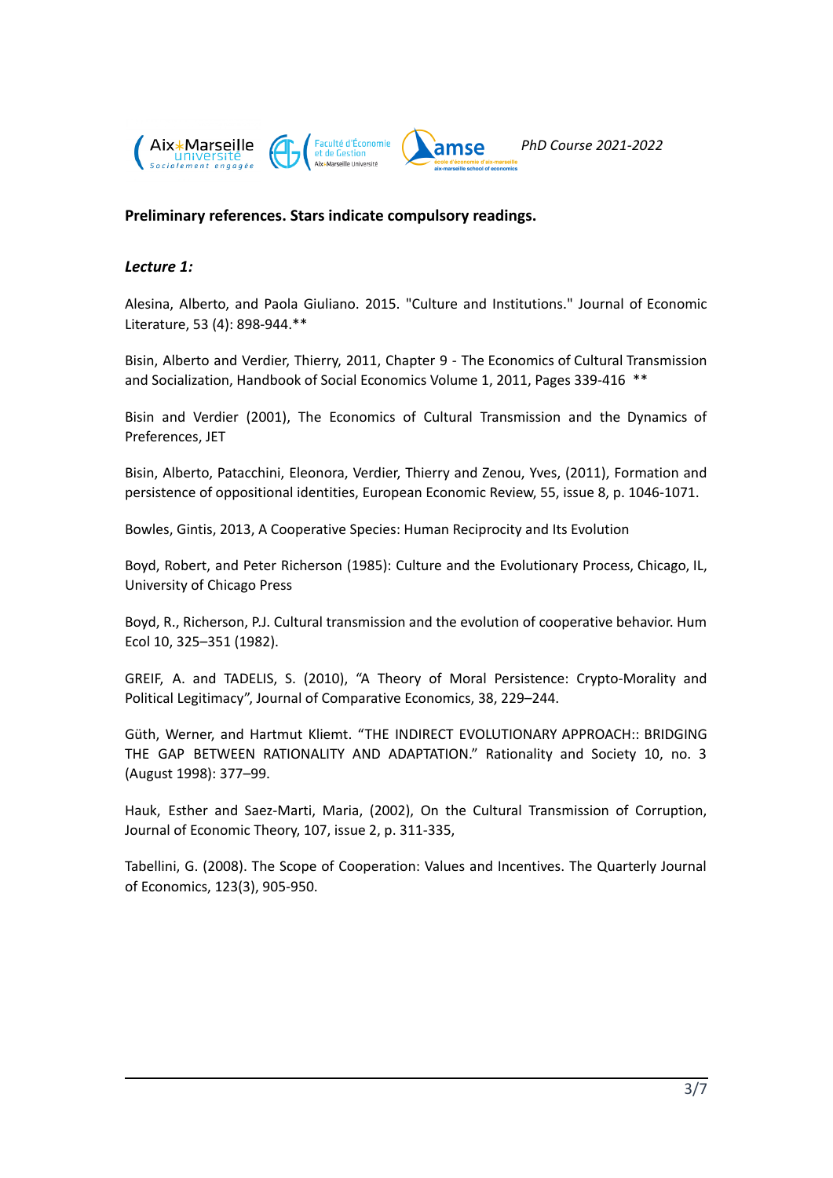**Preliminary references. Stars indicate compulsory readings.**

***Lecture 1:***

Alesina, Alberto, and Paola Giuliano. 2015. "Culture and Institutions." Journal of Economic Literature, 53 (4): 898-944.**

Bisin, Alberto and Verdier, Thierry, 2011, Chapter 9 - The Economics of Cultural Transmission and Socialization, Handbook of Social Economics Volume 1, 2011, Pages 339-416 **

Bisin and Verdier (2001), The Economics of Cultural Transmission and the Dynamics of Preferences, JET

Bisin, Alberto, Patacchini, Eleonora, Verdier, Thierry and Zenou, Yves, (2011), Formation and persistence of oppositional identities, European Economic Review, 55, issue 8, p. 1046-1071.

Bowles, Gintis, 2013, A Cooperative Species: Human Reciprocity and Its Evolution

Boyd, Robert, and Peter Richerson (1985): Culture and the Evolutionary Process, Chicago, IL, University of Chicago Press

Boyd, R., Richerson, P.J. Cultural transmission and the evolution of cooperative behavior. Hum Ecol 10, 325–351 (1982).

GREIF, A. and TADELIS, S. (2010), "A Theory of Moral Persistence: Crypto-Morality and Political Legitimacy", Journal of Comparative Economics, 38, 229–244.

Güth, Werner, and Hartmut Kliemt. "THE INDIRECT EVOLUTIONARY APPROACH:: BRIDGING THE GAP BETWEEN RATIONALITY AND ADAPTATION." Rationality and Society 10, no. 3 (August 1998): 377–99.

Hauk, Esther and Saez-Marti, Maria, (2002), On the Cultural Transmission of Corruption, Journal of Economic Theory, 107, issue 2, p. 311-335,

Tabellini, G. (2008). The Scope of Cooperation: Values and Incentives. The Quarterly Journal of Economics, 123(3), 905-950.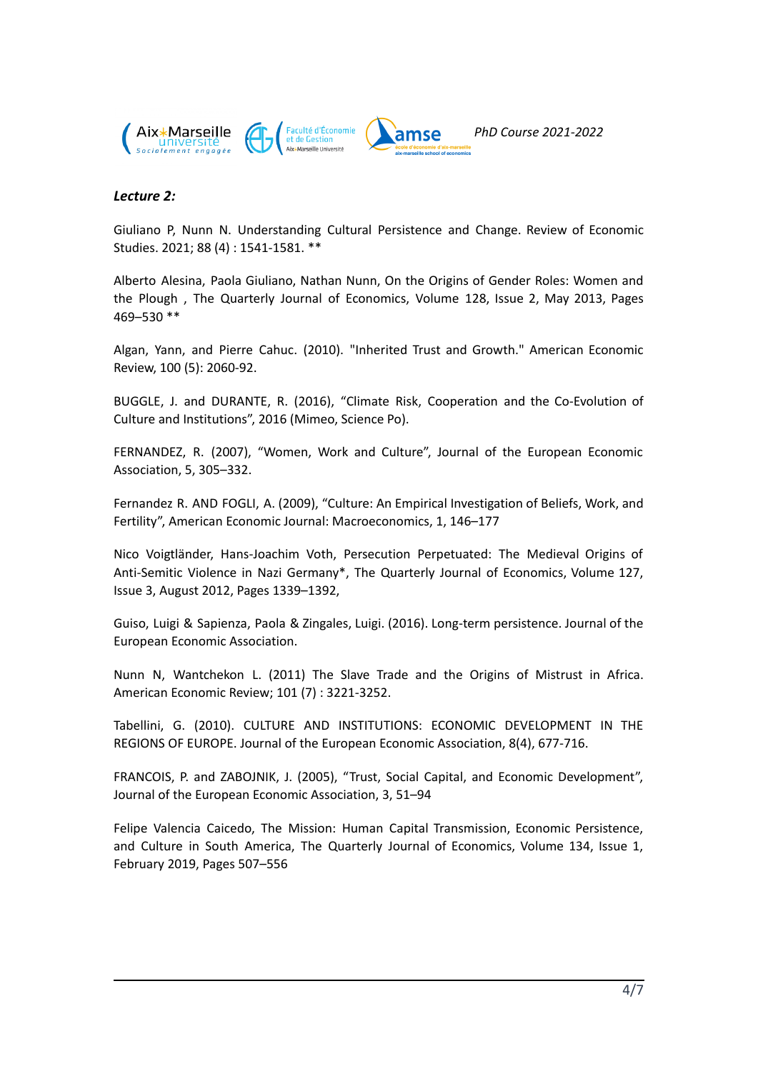***Lecture 2:***

Giuliano P, Nunn N. Understanding Cultural Persistence and Change. Review of Economic Studies. 2021; 88 (4) : 1541-1581. **

Alberto Alesina, Paola Giuliano, Nathan Nunn, On the Origins of Gender Roles: Women and the Plough , The Quarterly Journal of Economics, Volume 128, Issue 2, May 2013, Pages 469–530 **

Algan, Yann, and Pierre Cahuc. (2010). "Inherited Trust and Growth." American Economic Review, 100 (5): 2060-92.

BUGGLE, J. and DURANTE, R. (2016), "Climate Risk, Cooperation and the Co-Evolution of Culture and Institutions", 2016 (Mimeo, Science Po).

FERNANDEZ, R. (2007), "Women, Work and Culture", Journal of the European Economic Association, 5, 305–332.

Fernandez R. AND FOGLI, A. (2009), "Culture: An Empirical Investigation of Beliefs, Work, and Fertility", American Economic Journal: Macroeconomics, 1, 146–177

Nico Voigtländer, Hans-Joachim Voth, Persecution Perpetuated: The Medieval Origins of Anti-Semitic Violence in Nazi Germany*, The Quarterly Journal of Economics, Volume 127, Issue 3, August 2012, Pages 1339–1392,

Guiso, Luigi & Sapienza, Paola & Zingales, Luigi. (2016). Long-term persistence. Journal of the European Economic Association.

Nunn N, Wantchekon L. (2011) The Slave Trade and the Origins of Mistrust in Africa. American Economic Review; 101 (7) : 3221-3252.

Tabellini, G. (2010). CULTURE AND INSTITUTIONS: ECONOMIC DEVELOPMENT IN THE REGIONS OF EUROPE. Journal of the European Economic Association, 8(4), 677-716.

FRANCOIS, P. and ZABOJNIK, J. (2005), "Trust, Social Capital, and Economic Development", Journal of the European Economic Association, 3, 51–94

Felipe Valencia Caicedo, The Mission: Human Capital Transmission, Economic Persistence, and Culture in South America, The Quarterly Journal of Economics, Volume 134, Issue 1, February 2019, Pages 507–556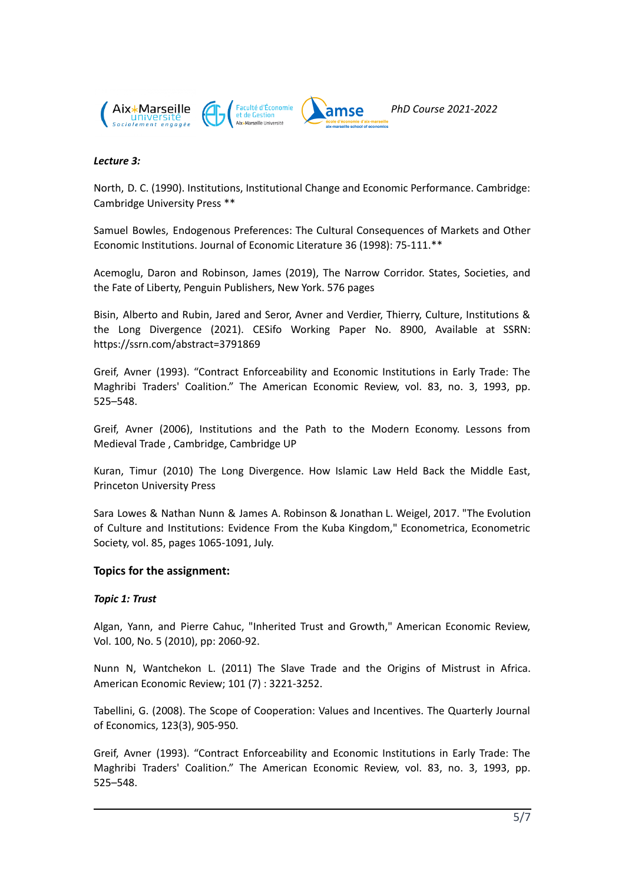*Lecture 3:*

North, D. C. (1990). Institutions, Institutional Change and Economic Performance. Cambridge: Cambridge University Press **

Samuel Bowles, Endogenous Preferences: The Cultural Consequences of Markets and Other Economic Institutions. Journal of Economic Literature 36 (1998): 75-111.**

Acemoglu, Daron and Robinson, James (2019), The Narrow Corridor. States, Societies, and the Fate of Liberty, Penguin Publishers, New York. 576 pages

Bisin, Alberto and Rubin, Jared and Seror, Avner and Verdier, Thierry, Culture, Institutions & the Long Divergence (2021). CESifo Working Paper No. 8900, Available at SSRN: https://ssrn.com/abstract=3791869

Greif, Avner (1993). "Contract Enforceability and Economic Institutions in Early Trade: The Maghribi Traders' Coalition." The American Economic Review, vol. 83, no. 3, 1993, pp. 525–548.

Greif, Avner (2006), Institutions and the Path to the Modern Economy. Lessons from Medieval Trade , Cambridge, Cambridge UP

Kuran, Timur (2010) The Long Divergence. How Islamic Law Held Back the Middle East, Princeton University Press

Sara Lowes & Nathan Nunn & James A. Robinson & Jonathan L. Weigel, 2017. "The Evolution of Culture and Institutions: Evidence From the Kuba Kingdom," Econometrica, Econometric Society, vol. 85, pages 1065-1091, July.

### Topics for the assignment:

*Topic 1: Trust*

Algan, Yann, and Pierre Cahuc, "Inherited Trust and Growth," American Economic Review, Vol. 100, No. 5 (2010), pp: 2060-92.

Nunn N, Wantchekon L. (2011) The Slave Trade and the Origins of Mistrust in Africa. American Economic Review; 101 (7) : 3221-3252.

Tabellini, G. (2008). The Scope of Cooperation: Values and Incentives. The Quarterly Journal of Economics, 123(3), 905-950.

Greif, Avner (1993). "Contract Enforceability and Economic Institutions in Early Trade: The Maghribi Traders' Coalition." The American Economic Review, vol. 83, no. 3, 1993, pp. 525–548.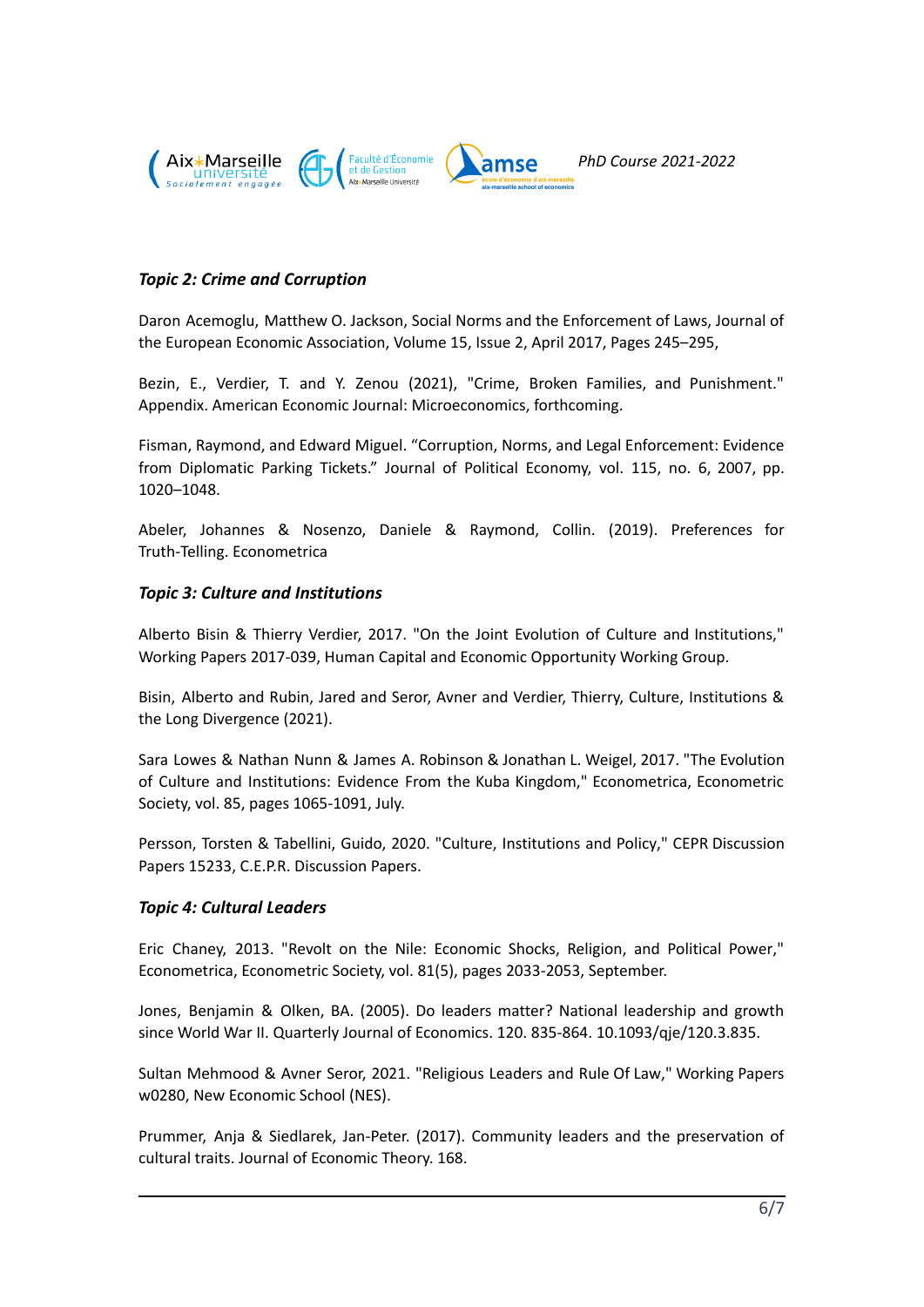### *Topic 2: Crime and Corruption*

Daron Acemoglu, Matthew O. Jackson, Social Norms and the Enforcement of Laws, Journal of the European Economic Association, Volume 15, Issue 2, April 2017, Pages 245–295,

Bezin, E., Verdier, T. and Y. Zenou (2021), "Crime, Broken Families, and Punishment." Appendix. American Economic Journal: Microeconomics, forthcoming.

Fisman, Raymond, and Edward Miguel. "Corruption, Norms, and Legal Enforcement: Evidence from Diplomatic Parking Tickets." Journal of Political Economy, vol. 115, no. 6, 2007, pp. 1020–1048.

Abeler, Johannes & Nosenzo, Daniele & Raymond, Collin. (2019). Preferences for Truth-Telling. Econometrica

### *Topic 3: Culture and Institutions*

Alberto Bisin & Thierry Verdier, 2017. "On the Joint Evolution of Culture and Institutions," Working Papers 2017-039, Human Capital and Economic Opportunity Working Group.

Bisin, Alberto and Rubin, Jared and Seror, Avner and Verdier, Thierry, Culture, Institutions & the Long Divergence (2021).

Sara Lowes & Nathan Nunn & James A. Robinson & Jonathan L. Weigel, 2017. "The Evolution of Culture and Institutions: Evidence From the Kuba Kingdom," Econometrica, Econometric Society, vol. 85, pages 1065-1091, July.

Persson, Torsten & Tabellini, Guido, 2020. "Culture, Institutions and Policy," CEPR Discussion Papers 15233, C.E.P.R. Discussion Papers.

### *Topic 4: Cultural Leaders*

Eric Chaney, 2013. "Revolt on the Nile: Economic Shocks, Religion, and Political Power," Econometrica, Econometric Society, vol. 81(5), pages 2033-2053, September.

Jones, Benjamin & Olken, BA. (2005). Do leaders matter? National leadership and growth since World War II. Quarterly Journal of Economics. 120. 835-864. 10.1093/qje/120.3.835.

Sultan Mehmood & Avner Seror, 2021. "Religious Leaders and Rule Of Law," Working Papers w0280, New Economic School (NES).

Prummer, Anja & Siedlarek, Jan-Peter. (2017). Community leaders and the preservation of cultural traits. Journal of Economic Theory. 168.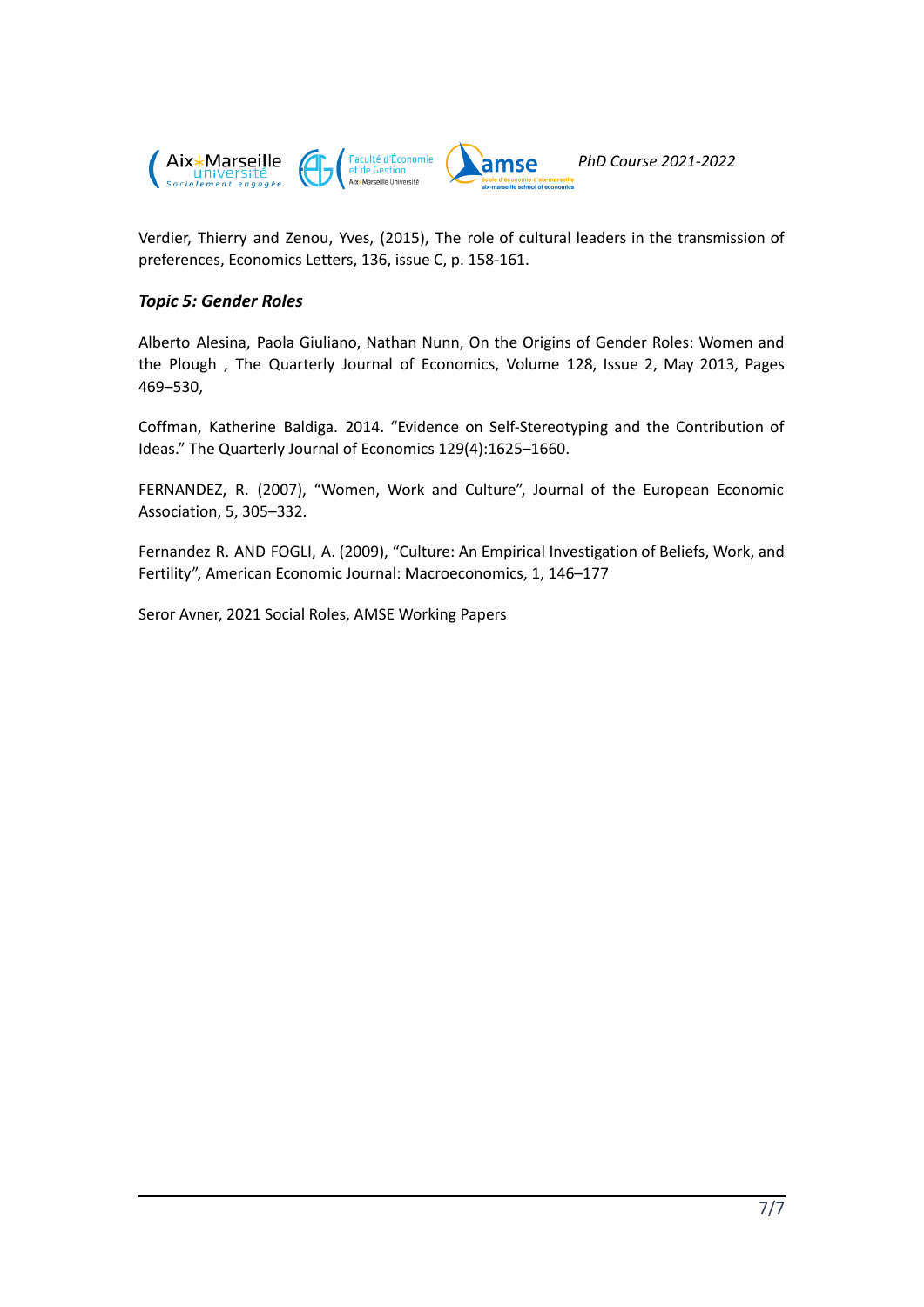Verdier, Thierry and Zenou, Yves, (2015), The role of cultural leaders in the transmission of preferences, Economics Letters, 136, issue C, p. 158-161.

### *Topic 5: Gender Roles*

Alberto Alesina, Paola Giuliano, Nathan Nunn, On the Origins of Gender Roles: Women and the Plough , The Quarterly Journal of Economics, Volume 128, Issue 2, May 2013, Pages 469–530,

Coffman, Katherine Baldiga. 2014. "Evidence on Self-Stereotyping and the Contribution of Ideas." The Quarterly Journal of Economics 129(4):1625–1660.

FERNANDEZ, R. (2007), "Women, Work and Culture", Journal of the European Economic Association, 5, 305–332.

Fernandez R. AND FOGLI, A. (2009), "Culture: An Empirical Investigation of Beliefs, Work, and Fertility", American Economic Journal: Macroeconomics, 1, 146–177

Seror Avner, 2021 Social Roles, AMSE Working Papers